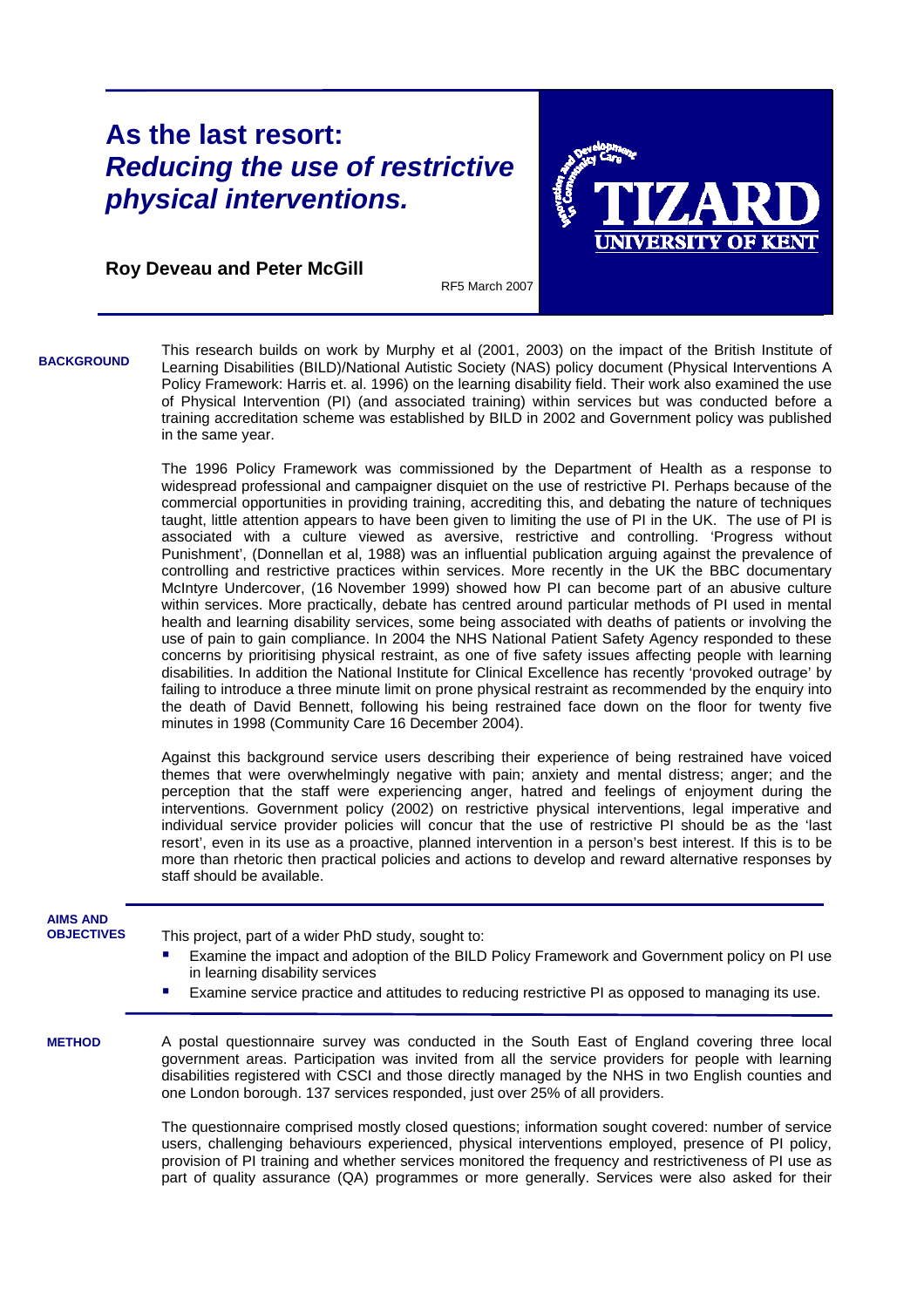# As the last resort: *Reducing the use of restrictive physical interventions.*

**Roy Deveau and Peter McGill**

RF5 March 2007

## BACKGROUND

This research builds on work by Murphy et al (2001, 2003) on the impact of the British Institute of Learning Disabilities (BILD)/National Autistic Society (NAS) policy document (Physical Interventions A Policy Framework: Harris et. al. 1996) on the learning disability field. Their work also examined the use of Physical Intervention (PI) (and associated training) within services but was conducted before a training accreditation scheme was established by BILD in 2002 and Government policy was published in the same year.

The 1996 Policy Framework was commissioned by the Department of Health as a response to widespread professional and campaigner disquiet on the use of restrictive PI. Perhaps because of the commercial opportunities in providing training, accrediting this, and debating the nature of techniques taught, little attention appears to have been given to limiting the use of PI in the UK. The use of PI is associated with a culture viewed as aversive, restrictive and controlling. 'Progress without Punishment', (Donnellan et al, 1988) was an influential publication arguing against the prevalence of controlling and restrictive practices within services. More recently in the UK the BBC documentary McIntyre Undercover, (16 November 1999) showed how PI can become part of an abusive culture within services. More practically, debate has centred around particular methods of PI used in mental health and learning disability services, some being associated with deaths of patients or involving the use of pain to gain compliance. In 2004 the NHS National Patient Safety Agency responded to these concerns by prioritising physical restraint, as one of five safety issues affecting people with learning disabilities. In addition the National Institute for Clinical Excellence has recently 'provoked outrage' by failing to introduce a three minute limit on prone physical restraint as recommended by the enquiry into the death of David Bennett, following his being restrained face down on the floor for twenty five minutes in 1998 (Community Care 16 December 2004).

Against this background service users describing their experience of being restrained have voiced themes that were overwhelmingly negative with pain; anxiety and mental distress; anger; and the perception that the staff were experiencing anger, hatred and feelings of enjoyment during the interventions. Government policy (2002) on restrictive physical interventions, legal imperative and individual service provider policies will concur that the use of restrictive PI should be as the 'last resort', even in its use as a proactive, planned intervention in a person's best interest. If this is to be more than rhetoric then practical policies and actions to develop and reward alternative responses by staff should be available.

## AIMS AND OBJECTIVES

This project, part of a wider PhD study, sought to:

- Examine the impact and adoption of the BILD Policy Framework and Government policy on PI use in learning disability services
- Examine service practice and attitudes to reducing restrictive PI as opposed to managing its use.

## METHOD

A postal questionnaire survey was conducted in the South East of England covering three local government areas. Participation was invited from all the service providers for people with learning disabilities registered with CSCI and those directly managed by the NHS in two English counties and one London borough. 137 services responded, just over 25% of all providers.

The questionnaire comprised mostly closed questions; information sought covered: number of service users, challenging behaviours experienced, physical interventions employed, presence of PI policy, provision of PI training and whether services monitored the frequency and restrictiveness of PI use as part of quality assurance (QA) programmes or more generally. Services were also asked for their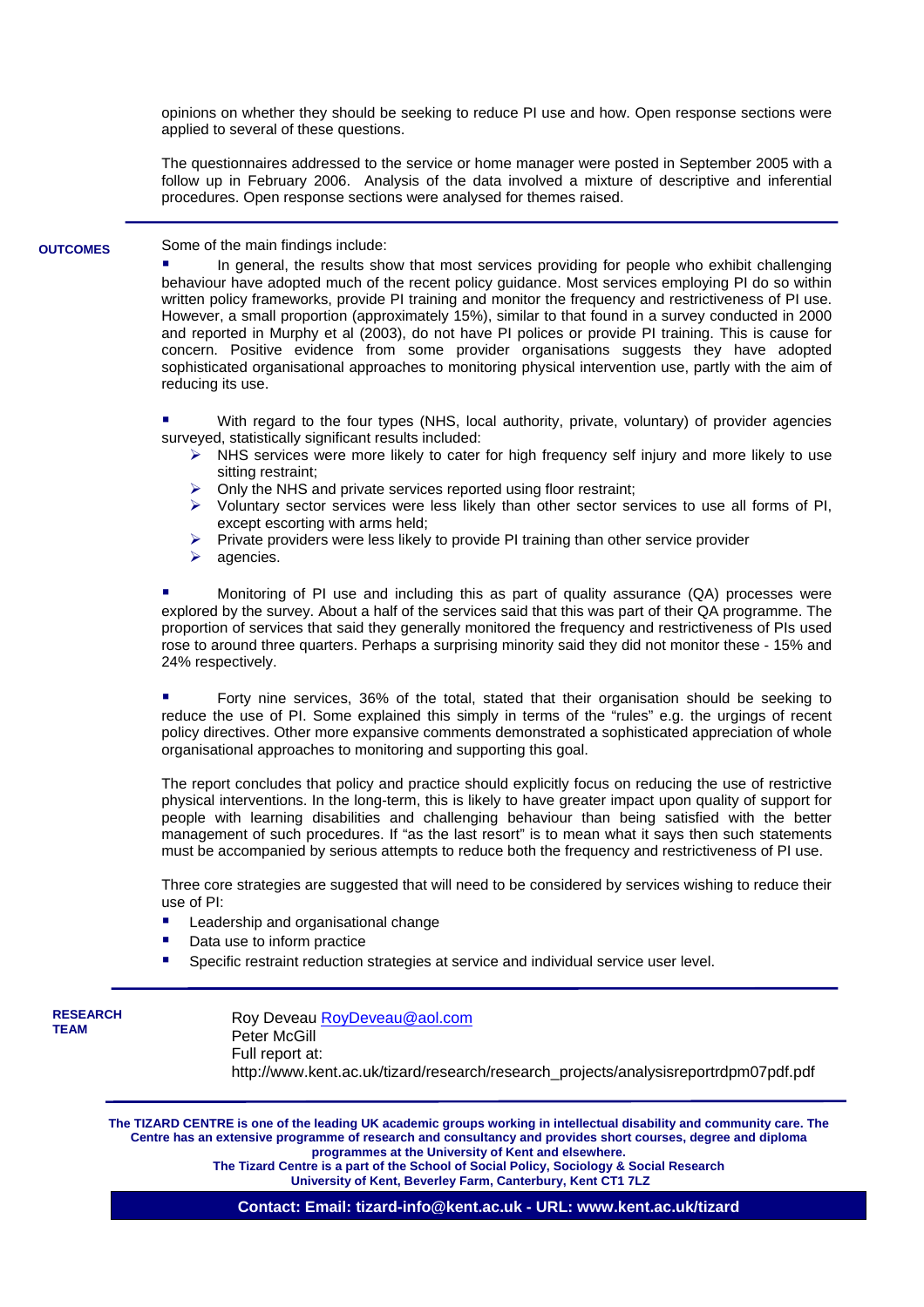opinions on whether they should be seeking to reduce PI use and how. Open response sections were applied to several of these questions.

The questionnaires addressed to the service or home manager were posted in September 2005 with a follow up in February 2006. Analysis of the data involved a mixture of descriptive and inferential procedures. Open response sections were analysed for themes raised.

---

**OUTCOMES**

Some of the main findings include:

- In general, the results show that most services providing for people who exhibit challenging behaviour have adopted much of the recent policy guidance. Most services employing PI do so within written policy frameworks, provide PI training and monitor the frequency and restrictiveness of PI use. However, a small proportion (approximately 15%), similar to that found in a survey conducted in 2000 and reported in Murphy et al (2003), do not have PI polices or provide PI training. This is cause for concern. Positive evidence from some provider organisations suggests they have adopted sophisticated organisational approaches to monitoring physical intervention use, partly with the aim of reducing its use.

- With regard to the four types (NHS, local authority, private, voluntary) of provider agencies surveyed, statistically significant results included:
  - NHS services were more likely to cater for high frequency self injury and more likely to use sitting restraint;
  - Only the NHS and private services reported using floor restraint;
  - Voluntary sector services were less likely than other sector services to use all forms of PI, except escorting with arms held;
  - Private providers were less likely to provide PI training than other service provider
  - agencies.

- Monitoring of PI use and including this as part of quality assurance (QA) processes were explored by the survey. About a half of the services said that this was part of their QA programme. The proportion of services that said they generally monitored the frequency and restrictiveness of PIs used rose to around three quarters. Perhaps a surprising minority said they did not monitor these - 15% and 24% respectively.

- Forty nine services, 36% of the total, stated that their organisation should be seeking to reduce the use of PI. Some explained this simply in terms of the "rules" e.g. the urgings of recent policy directives. Other more expansive comments demonstrated a sophisticated appreciation of whole organisational approaches to monitoring and supporting this goal.

The report concludes that policy and practice should explicitly focus on reducing the use of restrictive physical interventions. In the long-term, this is likely to have greater impact upon quality of support for people with learning disabilities and challenging behaviour than being satisfied with the better management of such procedures. If "as the last resort" is to mean what it says then such statements must be accompanied by serious attempts to reduce both the frequency and restrictiveness of PI use.

Three core strategies are suggested that will need to be considered by services wishing to reduce their use of PI:

- Leadership and organisational change
- Data use to inform practice
- Specific restraint reduction strategies at service and individual service user level.

---

**RESEARCH TEAM**

Roy Deveau RoyDeveau@aol.com
Peter McGill
Full report at:
http://www.kent.ac.uk/tizard/research/research_projects/analysisreportrdpm07pdf.pdf

---

**The TIZARD CENTRE is one of the leading UK academic groups working in intellectual disability and community care. The Centre has an extensive programme of research and consultancy and provides short courses, degree and diploma programmes at the University of Kent and elsewhere.**
**The Tizard Centre is a part of the School of Social Policy, Sociology & Social Research**
**University of Kent, Beverley Farm, Canterbury, Kent CT1 7LZ**

**Contact: Email: tizard-info@kent.ac.uk - URL: www.kent.ac.uk/tizard**